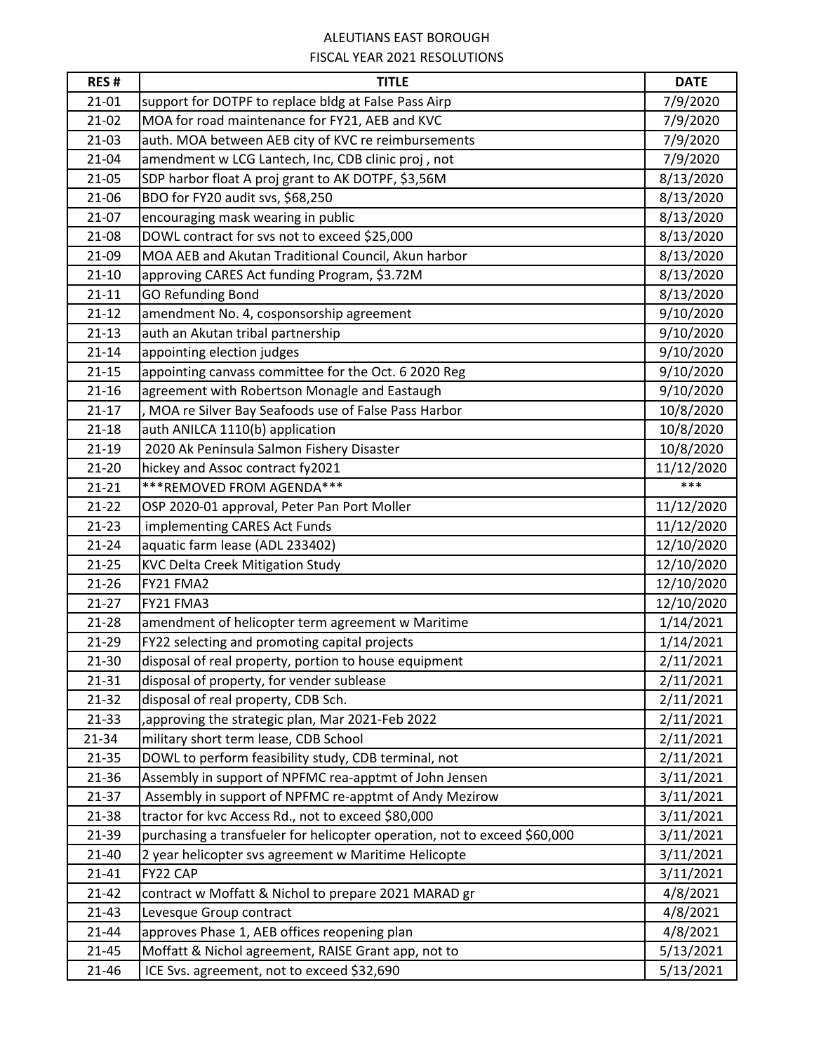# ALEUTIANS EAST BOROUGH
## FISCAL YEAR 2021 RESOLUTIONS

| RES # | TITLE | DATE |
|---|---|---|
| 21-01 | support for DOTPF to replace bldg at False Pass Airp | 7/9/2020 |
| 21-02 | MOA for road maintenance for FY21, AEB and KVC | 7/9/2020 |
| 21-03 | auth. MOA between AEB city of KVC re reimbursements | 7/9/2020 |
| 21-04 | amendment w LCG Lantech, Inc, CDB clinic proj , not | 7/9/2020 |
| 21-05 | SDP harbor float A proj grant to AK DOTPF, $3,56M | 8/13/2020 |
| 21-06 | BDO for FY20 audit svs, $68,250 | 8/13/2020 |
| 21-07 | encouraging mask wearing in public | 8/13/2020 |
| 21-08 | DOWL contract for svs not to exceed $25,000 | 8/13/2020 |
| 21-09 | MOA AEB and Akutan Traditional Council, Akun harbor | 8/13/2020 |
| 21-10 | approving CARES Act funding Program, $3.72M | 8/13/2020 |
| 21-11 | GO Refunding Bond | 8/13/2020 |
| 21-12 | amendment No. 4, cosponsorship agreement | 9/10/2020 |
| 21-13 | auth an Akutan tribal partnership | 9/10/2020 |
| 21-14 | appointing election judges | 9/10/2020 |
| 21-15 | appointing canvass committee for the Oct. 6 2020 Reg | 9/10/2020 |
| 21-16 | agreement with Robertson Monagle and Eastaugh | 9/10/2020 |
| 21-17 | , MOA re Silver Bay Seafoods use of False Pass Harbor | 10/8/2020 |
| 21-18 | auth ANILCA 1110(b) application | 10/8/2020 |
| 21-19 | 2020 Ak Peninsula Salmon Fishery Disaster | 10/8/2020 |
| 21-20 | hickey and Assoc contract fy2021 | 11/12/2020 |
| 21-21 | ***REMOVED FROM AGENDA*** | *** |
| 21-22 | OSP 2020-01 approval, Peter Pan Port Moller | 11/12/2020 |
| 21-23 | implementing CARES Act Funds | 11/12/2020 |
| 21-24 | aquatic farm lease (ADL 233402) | 12/10/2020 |
| 21-25 | KVC Delta Creek Mitigation Study | 12/10/2020 |
| 21-26 | FY21 FMA2 | 12/10/2020 |
| 21-27 | FY21 FMA3 | 12/10/2020 |
| 21-28 | amendment of helicopter term agreement w Maritime | 1/14/2021 |
| 21-29 | FY22 selecting and promoting capital projects | 1/14/2021 |
| 21-30 | disposal of real property, portion to house equipment | 2/11/2021 |
| 21-31 | disposal of property, for vender sublease | 2/11/2021 |
| 21-32 | disposal of real property, CDB Sch. | 2/11/2021 |
| 21-33 | ,approving the strategic plan, Mar 2021-Feb 2022 | 2/11/2021 |
| 21-34 | military short term lease, CDB School | 2/11/2021 |
| 21-35 | DOWL to perform feasibility study, CDB terminal, not | 2/11/2021 |
| 21-36 | Assembly in support of NPFMC rea-apptmt of John Jensen | 3/11/2021 |
| 21-37 | Assembly in support of NPFMC re-apptmt of Andy Mezirow | 3/11/2021 |
| 21-38 | tractor for kvc Access Rd., not to exceed $80,000 | 3/11/2021 |
| 21-39 | purchasing a transfueler for helicopter operation, not to exceed $60,000 | 3/11/2021 |
| 21-40 | 2 year helicopter svs agreement w Maritime Helicopte | 3/11/2021 |
| 21-41 | FY22 CAP | 3/11/2021 |
| 21-42 | contract w Moffatt & Nichol to prepare 2021 MARAD gr | 4/8/2021 |
| 21-43 | Levesque Group contract | 4/8/2021 |
| 21-44 | approves Phase 1, AEB offices reopening plan | 4/8/2021 |
| 21-45 | Moffatt & Nichol agreement, RAISE Grant app, not to | 5/13/2021 |
| 21-46 | ICE Svs. agreement, not to exceed $32,690 | 5/13/2021 |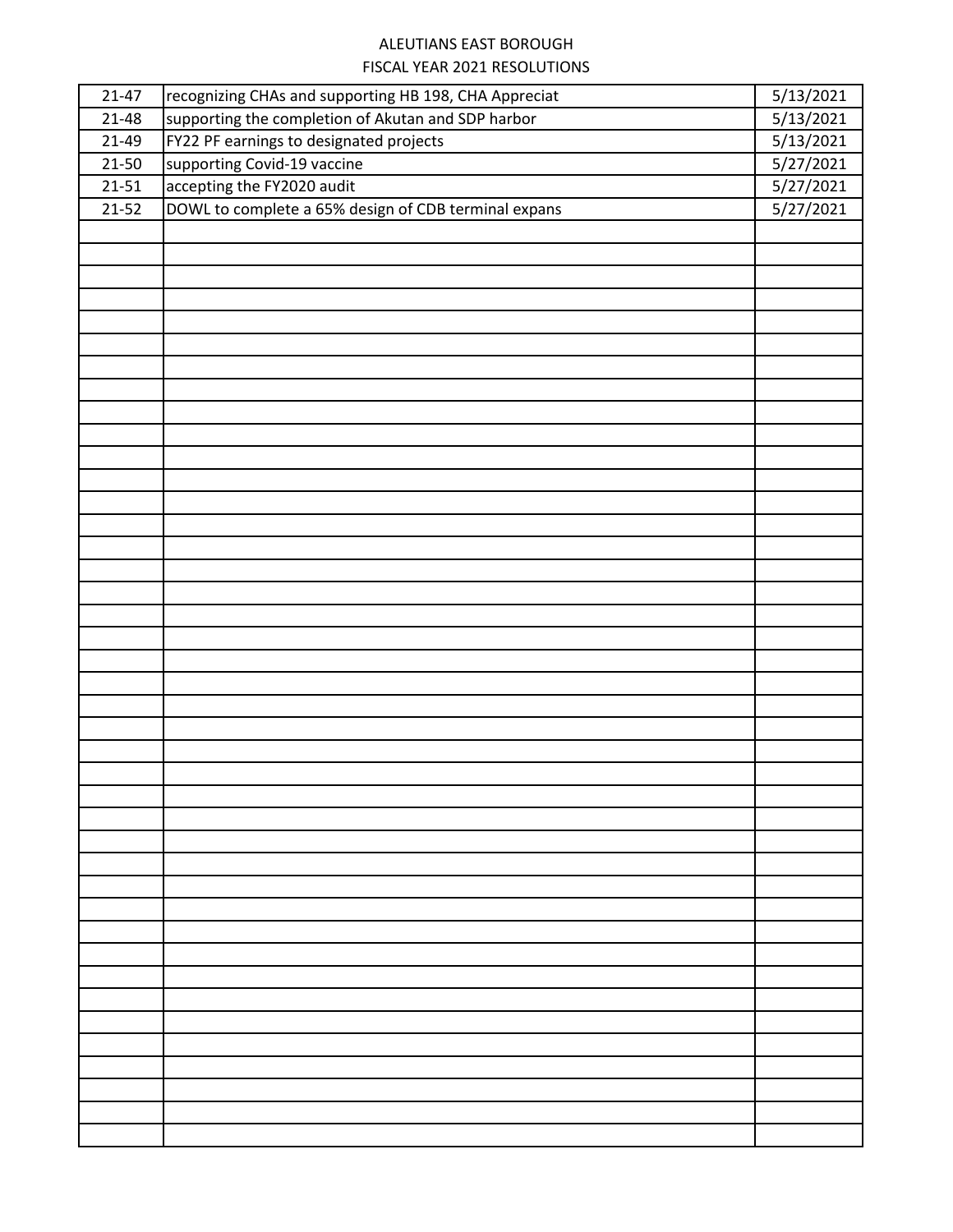ALEUTIANS EAST BOROUGH
FISCAL YEAR 2021 RESOLUTIONS

| | | |
|---|---|---|
| 21-47 | recognizing CHAs and supporting HB 198, CHA Appreciat | 5/13/2021 |
| 21-48 | supporting the completion of Akutan and SDP harbor | 5/13/2021 |
| 21-49 | FY22 PF earnings to designated projects | 5/13/2021 |
| 21-50 | supporting Covid-19 vaccine | 5/27/2021 |
| 21-51 | accepting the FY2020 audit | 5/27/2021 |
| 21-52 | DOWL to complete a 65% design of CDB terminal expans | 5/27/2021 |